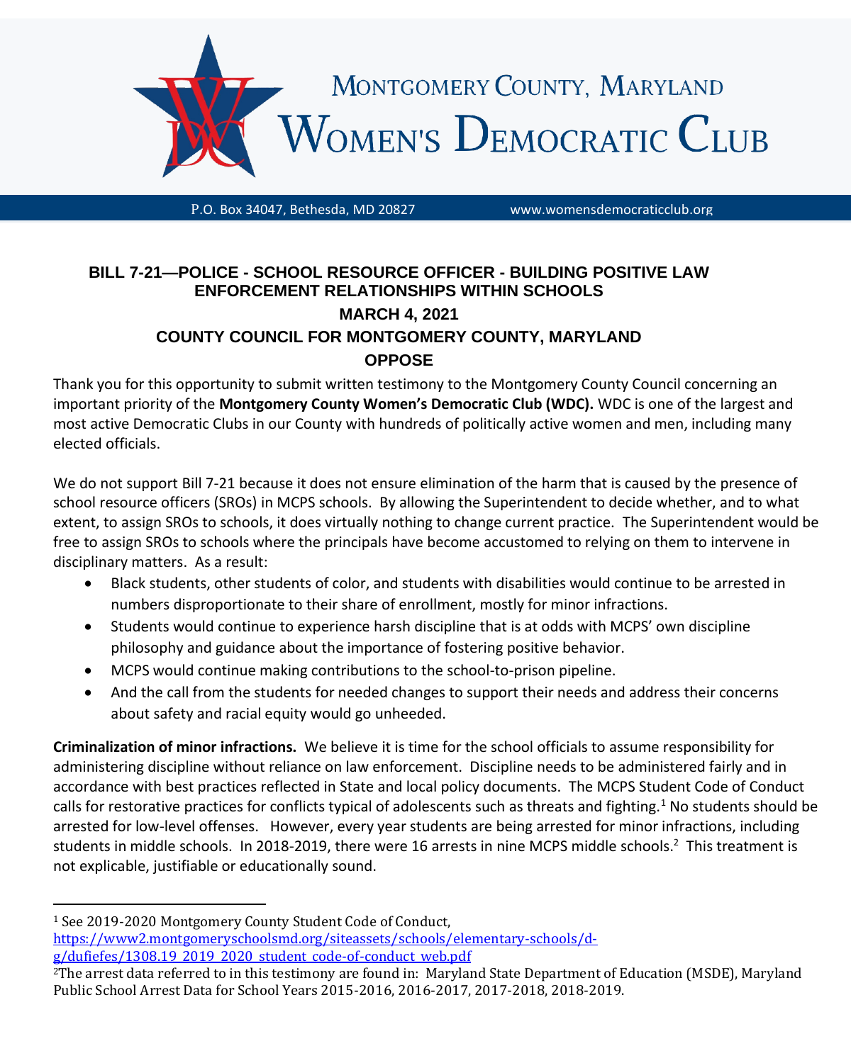# MONTGOMERY COUNTY, MARYLAND
# WOMEN'S DEMOCRATIC CLUB

P.O. Box 34047, Bethesda, MD 20827 www.womensdemocraticclub.org

## BILL 7-21—POLICE - SCHOOL RESOURCE OFFICER - BUILDING POSITIVE LAW ENFORCEMENT RELATIONSHIPS WITHIN SCHOOLS

**MARCH 4, 2021**

**COUNTY COUNCIL FOR MONTGOMERY COUNTY, MARYLAND**

**OPPOSE**

Thank you for this opportunity to submit written testimony to the Montgomery County Council concerning an important priority of the **Montgomery County Women's Democratic Club (WDC).** WDC is one of the largest and most active Democratic Clubs in our County with hundreds of politically active women and men, including many elected officials.

We do not support Bill 7-21 because it does not ensure elimination of the harm that is caused by the presence of school resource officers (SROs) in MCPS schools. By allowing the Superintendent to decide whether, and to what extent, to assign SROs to schools, it does virtually nothing to change current practice. The Superintendent would be free to assign SROs to schools where the principals have become accustomed to relying on them to intervene in disciplinary matters. As a result:

- Black students, other students of color, and students with disabilities would continue to be arrested in numbers disproportionate to their share of enrollment, mostly for minor infractions.
- Students would continue to experience harsh discipline that is at odds with MCPS' own discipline philosophy and guidance about the importance of fostering positive behavior.
- MCPS would continue making contributions to the school-to-prison pipeline.
- And the call from the students for needed changes to support their needs and address their concerns about safety and racial equity would go unheeded.

**Criminalization of minor infractions.** We believe it is time for the school officials to assume responsibility for administering discipline without reliance on law enforcement. Discipline needs to be administered fairly and in accordance with best practices reflected in State and local policy documents. The MCPS Student Code of Conduct calls for restorative practices for conflicts typical of adolescents such as threats and fighting.[1] No students should be arrested for low-level offenses. However, every year students are being arrested for minor infractions, including students in middle schools. In 2018-2019, there were 16 arrests in nine MCPS middle schools.[2] This treatment is not explicable, justifiable or educationally sound.

---

[1] See 2019-2020 Montgomery County Student Code of Conduct, https://www2.montgomeryschoolsmd.org/siteassets/schools/elementary-schools/d-g/dufiefes/1308.19_2019_2020_student_code-of-conduct_web.pdf

[2] The arrest data referred to in this testimony are found in: Maryland State Department of Education (MSDE), Maryland Public School Arrest Data for School Years 2015-2016, 2016-2017, 2017-2018, 2018-2019.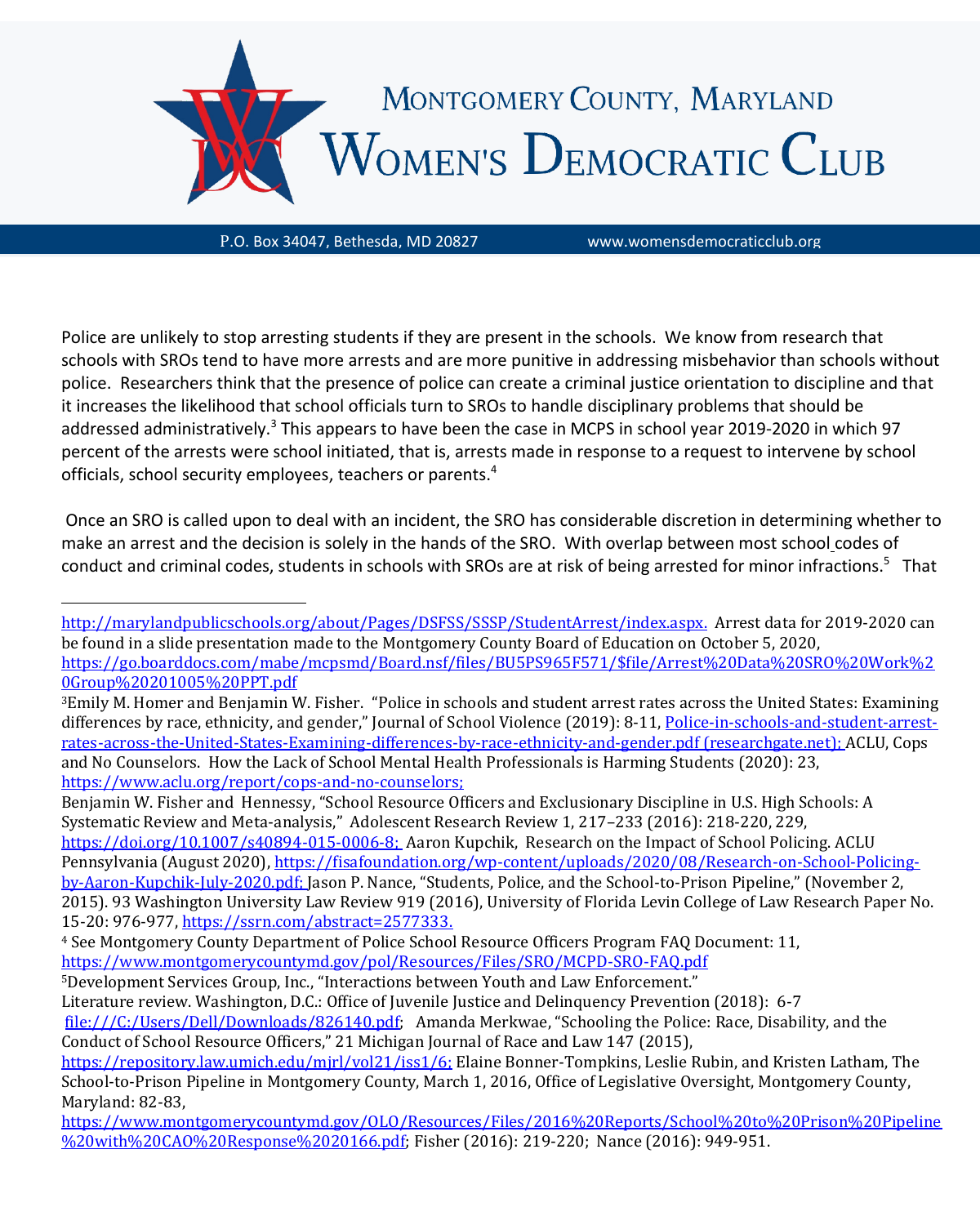Police are unlikely to stop arresting students if they are present in the schools. We know from research that schools with SROs tend to have more arrests and are more punitive in addressing misbehavior than schools without police. Researchers think that the presence of police can create a criminal justice orientation to discipline and that it increases the likelihood that school officials turn to SROs to handle disciplinary problems that should be addressed administratively.[3] This appears to have been the case in MCPS in school year 2019-2020 in which 97 percent of the arrests were school initiated, that is, arrests made in response to a request to intervene by school officials, school security employees, teachers or parents.[4]

Once an SRO is called upon to deal with an incident, the SRO has considerable discretion in determining whether to make an arrest and the decision is solely in the hands of the SRO. With overlap between most school codes of conduct and criminal codes, students in schools with SROs are at risk of being arrested for minor infractions.[5] That

---

http://marylandpublicschools.org/about/Pages/DSFSS/SSSP/StudentArrest/index.aspx. Arrest data for 2019-2020 can be found in a slide presentation made to the Montgomery County Board of Education on October 5, 2020, https://go.boarddocs.com/mabe/mcpsmd/Board.nsf/files/BU5PS965F571/$file/Arrest%20Data%20SRO%20Work%20Group%20201005%20PPT.pdf

[3] Emily M. Homer and Benjamin W. Fisher. "Police in schools and student arrest rates across the United States: Examining differences by race, ethnicity, and gender," Journal of School Violence (2019): 8-11, Police-in-schools-and-student-arrest-rates-across-the-United-States-Examining-differences-by-race-ethnicity-and-gender.pdf (researchgate.net); ACLU, Cops and No Counselors. How the Lack of School Mental Health Professionals is Harming Students (2020): 23, https://www.aclu.org/report/cops-and-no-counselors;
Benjamin W. Fisher and Hennessy, "School Resource Officers and Exclusionary Discipline in U.S. High Schools: A Systematic Review and Meta-analysis," Adolescent Research Review 1, 217–233 (2016): 218-220, 229, https://doi.org/10.1007/s40894-015-0006-8; Aaron Kupchik, Research on the Impact of School Policing. ACLU Pennsylvania (August 2020), https://fisafoundation.org/wp-content/uploads/2020/08/Research-on-School-Policing-by-Aaron-Kupchik-July-2020.pdf; Jason P. Nance, "Students, Police, and the School-to-Prison Pipeline," (November 2, 2015). 93 Washington University Law Review 919 (2016), University of Florida Levin College of Law Research Paper No. 15-20: 976-977, https://ssrn.com/abstract=2577333.

[4] See Montgomery County Department of Police School Resource Officers Program FAQ Document: 11, https://www.montgomerycountymd.gov/pol/Resources/Files/SRO/MCPD-SRO-FAQ.pdf

[5] Development Services Group, Inc., "Interactions between Youth and Law Enforcement." Literature review. Washington, D.C.: Office of Juvenile Justice and Delinquency Prevention (2018): 6-7 file:///C:/Users/Dell/Downloads/826140.pdf; Amanda Merkwae, "Schooling the Police: Race, Disability, and the Conduct of School Resource Officers," 21 Michigan Journal of Race and Law 147 (2015), https://repository.law.umich.edu/mjrl/vol21/iss1/6; Elaine Bonner-Tompkins, Leslie Rubin, and Kristen Latham, The School-to-Prison Pipeline in Montgomery County, March 1, 2016, Office of Legislative Oversight, Montgomery County, Maryland: 82-83, https://www.montgomerycountymd.gov/OLO/Resources/Files/2016%20Reports/School%20to%20Prison%20Pipeline%20with%20CAO%20Response%2020166.pdf; Fisher (2016): 219-220; Nance (2016): 949-951.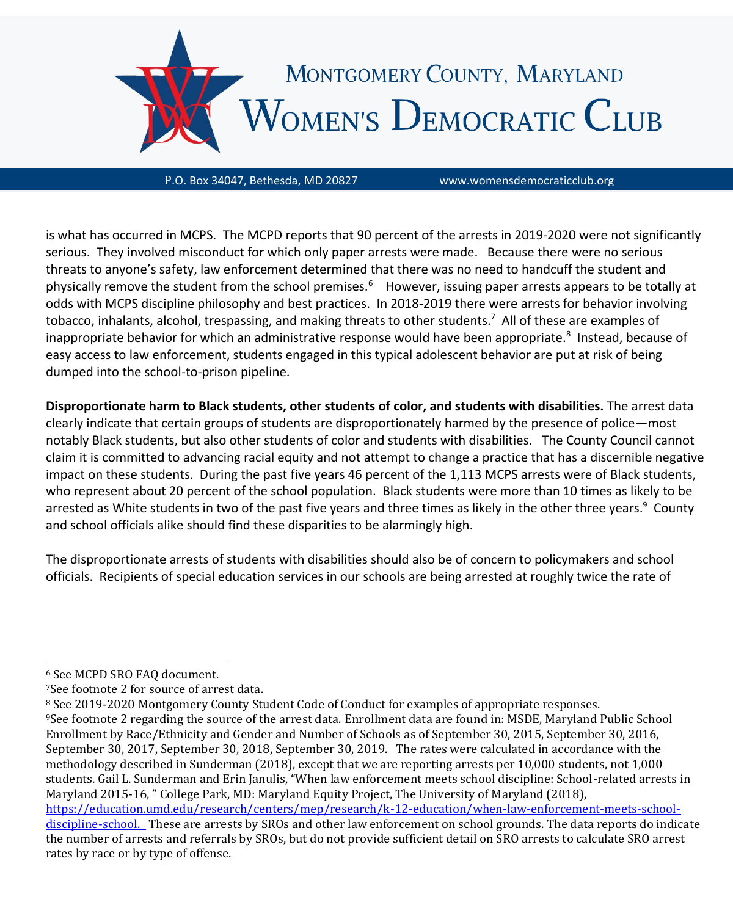is what has occurred in MCPS. The MCPD reports that 90 percent of the arrests in 2019-2020 were not significantly serious. They involved misconduct for which only paper arrests were made. Because there were no serious threats to anyone's safety, law enforcement determined that there was no need to handcuff the student and physically remove the student from the school premises.[6] However, issuing paper arrests appears to be totally at odds with MCPS discipline philosophy and best practices. In 2018-2019 there were arrests for behavior involving tobacco, inhalants, alcohol, trespassing, and making threats to other students.[7] All of these are examples of inappropriate behavior for which an administrative response would have been appropriate.[8] Instead, because of easy access to law enforcement, students engaged in this typical adolescent behavior are put at risk of being dumped into the school-to-prison pipeline.

**Disproportionate harm to Black students, other students of color, and students with disabilities.** The arrest data clearly indicate that certain groups of students are disproportionately harmed by the presence of police—most notably Black students, but also other students of color and students with disabilities. The County Council cannot claim it is committed to advancing racial equity and not attempt to change a practice that has a discernible negative impact on these students. During the past five years 46 percent of the 1,113 MCPS arrests were of Black students, who represent about 20 percent of the school population. Black students were more than 10 times as likely to be arrested as White students in two of the past five years and three times as likely in the other three years.[9] County and school officials alike should find these disparities to be alarmingly high.

The disproportionate arrests of students with disabilities should also be of concern to policymakers and school officials. Recipients of special education services in our schools are being arrested at roughly twice the rate of

---

[6] See MCPD SRO FAQ document.

[7] See footnote 2 for source of arrest data.

[8] See 2019-2020 Montgomery County Student Code of Conduct for examples of appropriate responses.

[9] See footnote 2 regarding the source of the arrest data. Enrollment data are found in: MSDE, Maryland Public School Enrollment by Race/Ethnicity and Gender and Number of Schools as of September 30, 2015, September 30, 2016, September 30, 2017, September 30, 2018, September 30, 2019. The rates were calculated in accordance with the methodology described in Sunderman (2018), except that we are reporting arrests per 10,000 students, not 1,000 students. Gail L. Sunderman and Erin Janulis, "When law enforcement meets school discipline: School-related arrests in Maryland 2015-16, " College Park, MD: Maryland Equity Project, The University of Maryland (2018), https://education.umd.edu/research/centers/mep/research/k-12-education/when-law-enforcement-meets-school-discipline-school. These are arrests by SROs and other law enforcement on school grounds. The data reports do indicate the number of arrests and referrals by SROs, but do not provide sufficient detail on SRO arrests to calculate SRO arrest rates by race or by type of offense.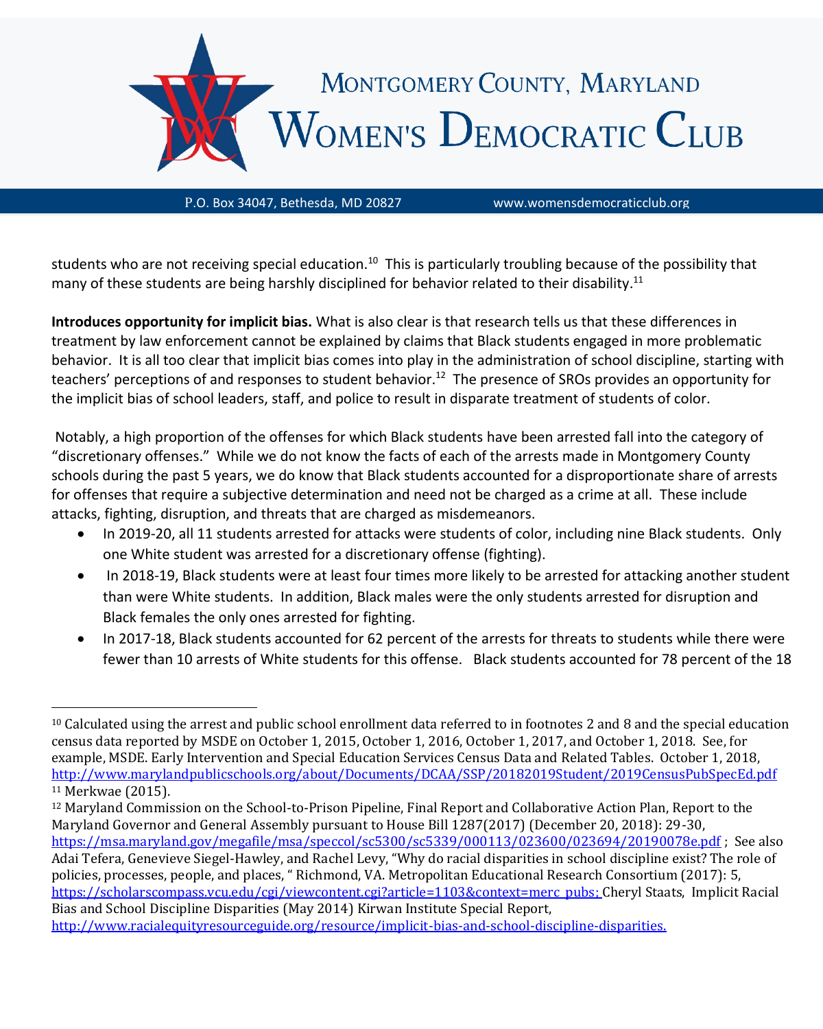students who are not receiving special education.[10] This is particularly troubling because of the possibility that many of these students are being harshly disciplined for behavior related to their disability.[11]

**Introduces opportunity for implicit bias.** What is also clear is that research tells us that these differences in treatment by law enforcement cannot be explained by claims that Black students engaged in more problematic behavior. It is all too clear that implicit bias comes into play in the administration of school discipline, starting with teachers' perceptions of and responses to student behavior.[12] The presence of SROs provides an opportunity for the implicit bias of school leaders, staff, and police to result in disparate treatment of students of color.

Notably, a high proportion of the offenses for which Black students have been arrested fall into the category of "discretionary offenses." While we do not know the facts of each of the arrests made in Montgomery County schools during the past 5 years, we do know that Black students accounted for a disproportionate share of arrests for offenses that require a subjective determination and need not be charged as a crime at all. These include attacks, fighting, disruption, and threats that are charged as misdemeanors.

- In 2019-20, all 11 students arrested for attacks were students of color, including nine Black students. Only one White student was arrested for a discretionary offense (fighting).
- In 2018-19, Black students were at least four times more likely to be arrested for attacking another student than were White students. In addition, Black males were the only students arrested for disruption and Black females the only ones arrested for fighting.
- In 2017-18, Black students accounted for 62 percent of the arrests for threats to students while there were fewer than 10 arrests of White students for this offense. Black students accounted for 78 percent of the 18

---

[10] Calculated using the arrest and public school enrollment data referred to in footnotes 2 and 8 and the special education census data reported by MSDE on October 1, 2015, October 1, 2016, October 1, 2017, and October 1, 2018. See, for example, MSDE. Early Intervention and Special Education Services Census Data and Related Tables. October 1, 2018, http://www.marylandpublicschools.org/about/Documents/DCAA/SSP/20182019Student/2019CensusPubSpecEd.pdf

[11] Merkwae (2015).

[12] Maryland Commission on the School-to-Prison Pipeline, Final Report and Collaborative Action Plan, Report to the Maryland Governor and General Assembly pursuant to House Bill 1287(2017) (December 20, 2018): 29-30, https://msa.maryland.gov/megafile/msa/speccol/sc5300/sc5339/000113/023600/023694/20190078e.pdf ; See also Adai Tefera, Genevieve Siegel-Hawley, and Rachel Levy, "Why do racial disparities in school discipline exist? The role of policies, processes, people, and places, " Richmond, VA. Metropolitan Educational Research Consortium (2017): 5, https://scholarscompass.vcu.edu/cgi/viewcontent.cgi?article=1103&context=merc_pubs; Cheryl Staats, Implicit Racial Bias and School Discipline Disparities (May 2014) Kirwan Institute Special Report, http://www.racialequityresourceguide.org/resource/implicit-bias-and-school-discipline-disparities.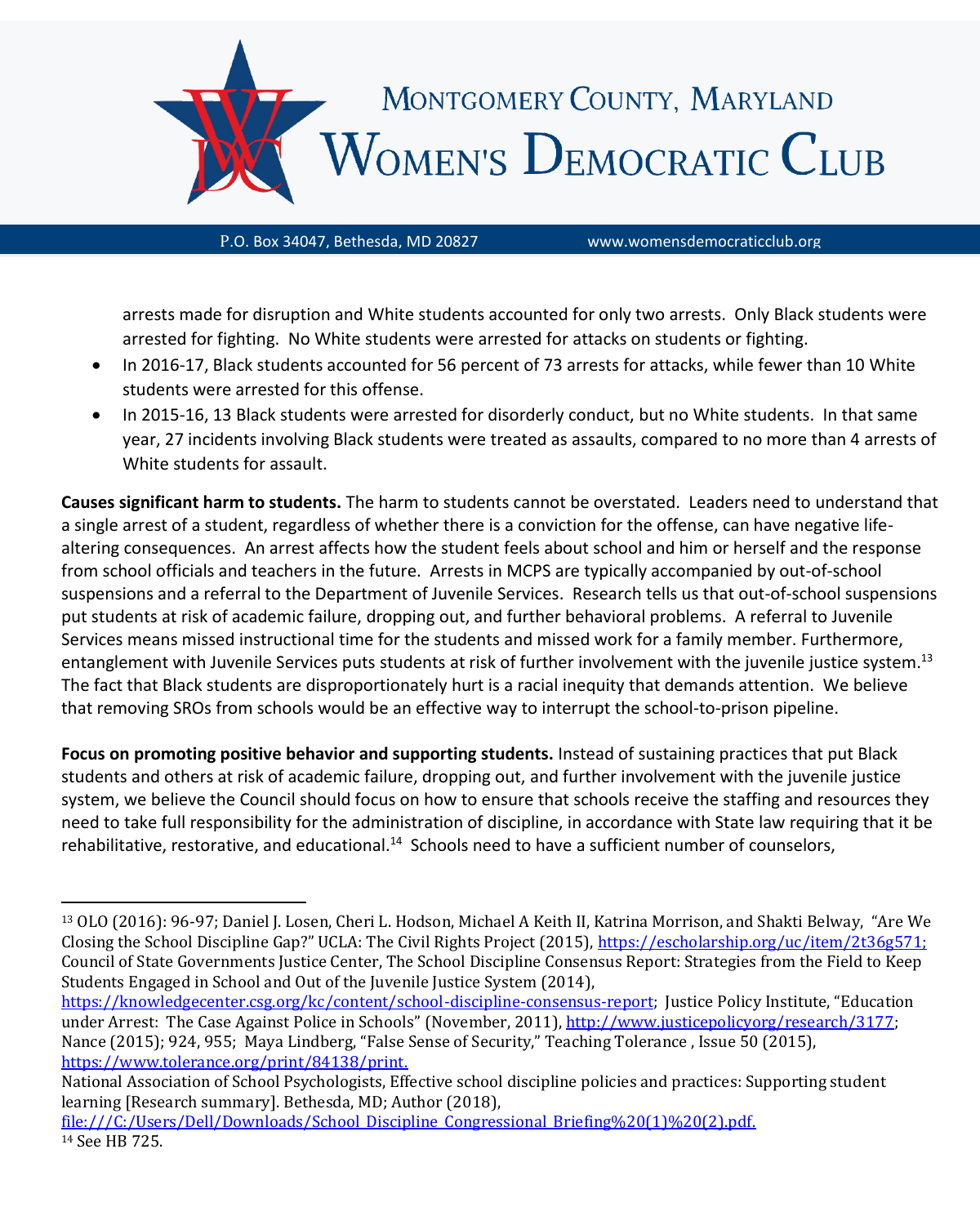arrests made for disruption and White students accounted for only two arrests. Only Black students were arrested for fighting. No White students were arrested for attacks on students or fighting.

- In 2016-17, Black students accounted for 56 percent of 73 arrests for attacks, while fewer than 10 White students were arrested for this offense.
- In 2015-16, 13 Black students were arrested for disorderly conduct, but no White students. In that same year, 27 incidents involving Black students were treated as assaults, compared to no more than 4 arrests of White students for assault.

**Causes significant harm to students.** The harm to students cannot be overstated. Leaders need to understand that a single arrest of a student, regardless of whether there is a conviction for the offense, can have negative life-altering consequences. An arrest affects how the student feels about school and him or herself and the response from school officials and teachers in the future. Arrests in MCPS are typically accompanied by out-of-school suspensions and a referral to the Department of Juvenile Services. Research tells us that out-of-school suspensions put students at risk of academic failure, dropping out, and further behavioral problems. A referral to Juvenile Services means missed instructional time for the students and missed work for a family member. Furthermore, entanglement with Juvenile Services puts students at risk of further involvement with the juvenile justice system.[13] The fact that Black students are disproportionately hurt is a racial inequity that demands attention. We believe that removing SROs from schools would be an effective way to interrupt the school-to-prison pipeline.

**Focus on promoting positive behavior and supporting students.** Instead of sustaining practices that put Black students and others at risk of academic failure, dropping out, and further involvement with the juvenile justice system, we believe the Council should focus on how to ensure that schools receive the staffing and resources they need to take full responsibility for the administration of discipline, in accordance with State law requiring that it be rehabilitative, restorative, and educational.[14] Schools need to have a sufficient number of counselors,

---

[13] OLO (2016): 96-97; Daniel J. Losen, Cheri L. Hodson, Michael A Keith II, Katrina Morrison, and Shakti Belway, "Are We Closing the School Discipline Gap?" UCLA: The Civil Rights Project (2015), https://escholarship.org/uc/item/2t36g571; Council of State Governments Justice Center, The School Discipline Consensus Report: Strategies from the Field to Keep Students Engaged in School and Out of the Juvenile Justice System (2014), https://knowledgecenter.csg.org/kc/content/school-discipline-consensus-report; Justice Policy Institute, "Education under Arrest: The Case Against Police in Schools" (November, 2011), http://www.justicepolicyorg/research/3177; Nance (2015); 924, 955; Maya Lindberg, "False Sense of Security," Teaching Tolerance , Issue 50 (2015), https://www.tolerance.org/print/84138/print.
National Association of School Psychologists, Effective school discipline policies and practices: Supporting student learning [Research summary]. Bethesda, MD; Author (2018), file:///C:/Users/Dell/Downloads/School_Discipline_Congressional_Briefing%20(1)%20(2).pdf.

[14] See HB 725.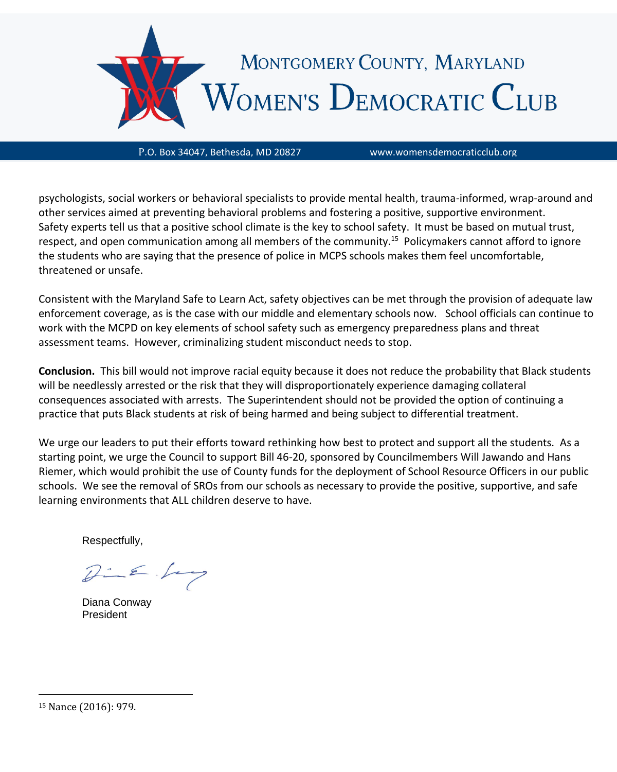psychologists, social workers or behavioral specialists to provide mental health, trauma-informed, wrap-around and other services aimed at preventing behavioral problems and fostering a positive, supportive environment. Safety experts tell us that a positive school climate is the key to school safety. It must be based on mutual trust, respect, and open communication among all members of the community.[15] Policymakers cannot afford to ignore the students who are saying that the presence of police in MCPS schools makes them feel uncomfortable, threatened or unsafe.

Consistent with the Maryland Safe to Learn Act, safety objectives can be met through the provision of adequate law enforcement coverage, as is the case with our middle and elementary schools now. School officials can continue to work with the MCPD on key elements of school safety such as emergency preparedness plans and threat assessment teams. However, criminalizing student misconduct needs to stop.

**Conclusion.** This bill would not improve racial equity because it does not reduce the probability that Black students will be needlessly arrested or the risk that they will disproportionately experience damaging collateral consequences associated with arrests. The Superintendent should not be provided the option of continuing a practice that puts Black students at risk of being harmed and being subject to differential treatment.

We urge our leaders to put their efforts toward rethinking how best to protect and support all the students. As a starting point, we urge the Council to support Bill 46-20, sponsored by Councilmembers Will Jawando and Hans Riemer, which would prohibit the use of County funds for the deployment of School Resource Officers in our public schools. We see the removal of SROs from our schools as necessary to provide the positive, supportive, and safe learning environments that ALL children deserve to have.

Respectfully,

Diana Conway
President

[15] Nance (2016): 979.